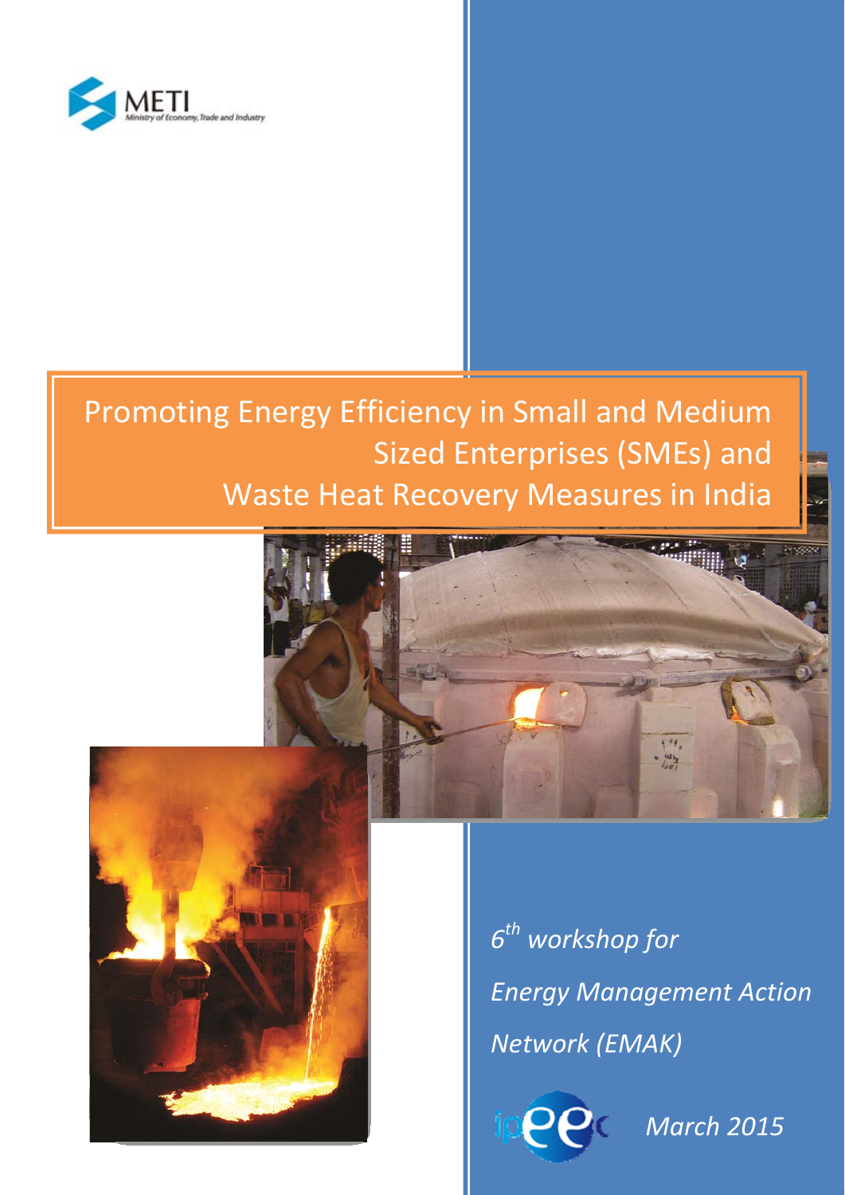METI
Ministry of Economy, Trade and Industry

# Promoting Energy Efficiency in Small and Medium Sized Enterprises (SMEs) and Waste Heat Recovery Measures in India

*6th workshop for Energy Management Action Network (EMAK)*

ipeec

*March 2015*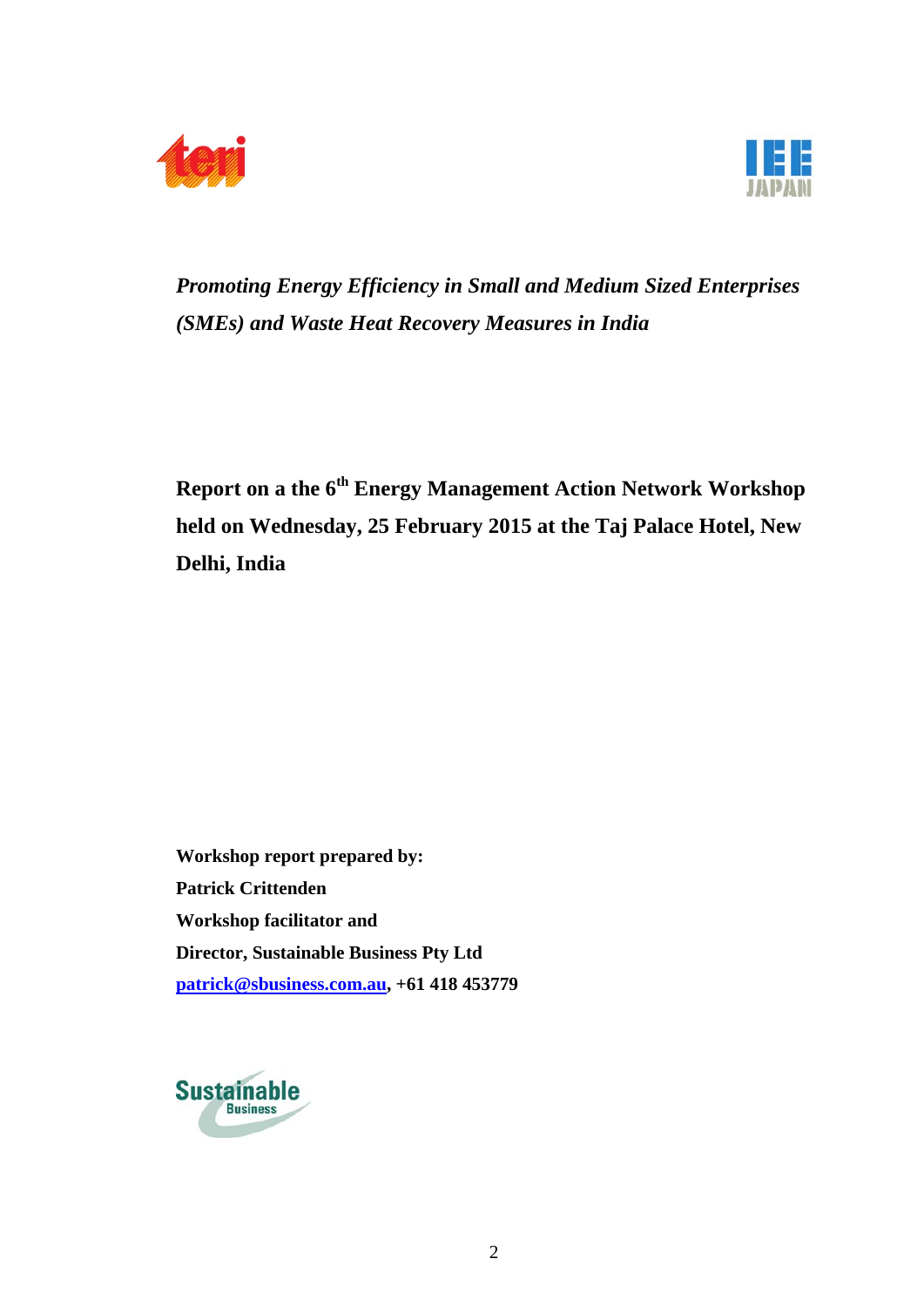*Promoting Energy Efficiency in Small and Medium Sized Enterprises (SMEs) and Waste Heat Recovery Measures in India*

# Report on a the 6th Energy Management Action Network Workshop held on Wednesday, 25 February 2015 at the Taj Palace Hotel, New Delhi, India

**Workshop report prepared by:**
**Patrick Crittenden**
**Workshop facilitator and**
**Director, Sustainable Business Pty Ltd**
**patrick@sbusiness.com.au, +61 418 453779**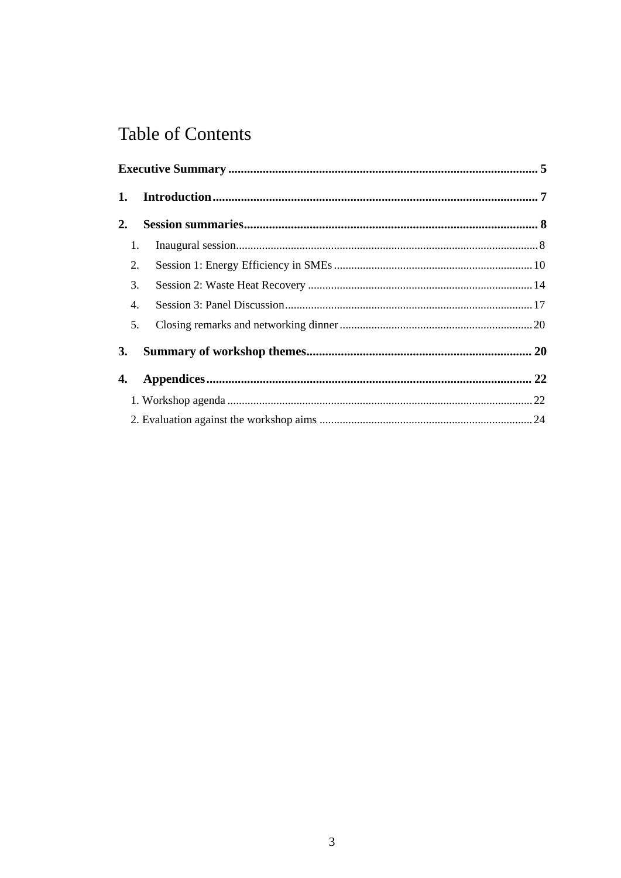# Table of Contents

**Executive Summary** .......... 5

**1. Introduction** .......... 7

**2. Session summaries** .......... 8

1. Inaugural session .......... 8
2. Session 1: Energy Efficiency in SMEs .......... 10
3. Session 2: Waste Heat Recovery .......... 14
4. Session 3: Panel Discussion .......... 17
5. Closing remarks and networking dinner .......... 20

**3. Summary of workshop themes** .......... 20

**4. Appendices** .......... 22

1. Workshop agenda .......... 22
2. Evaluation against the workshop aims .......... 24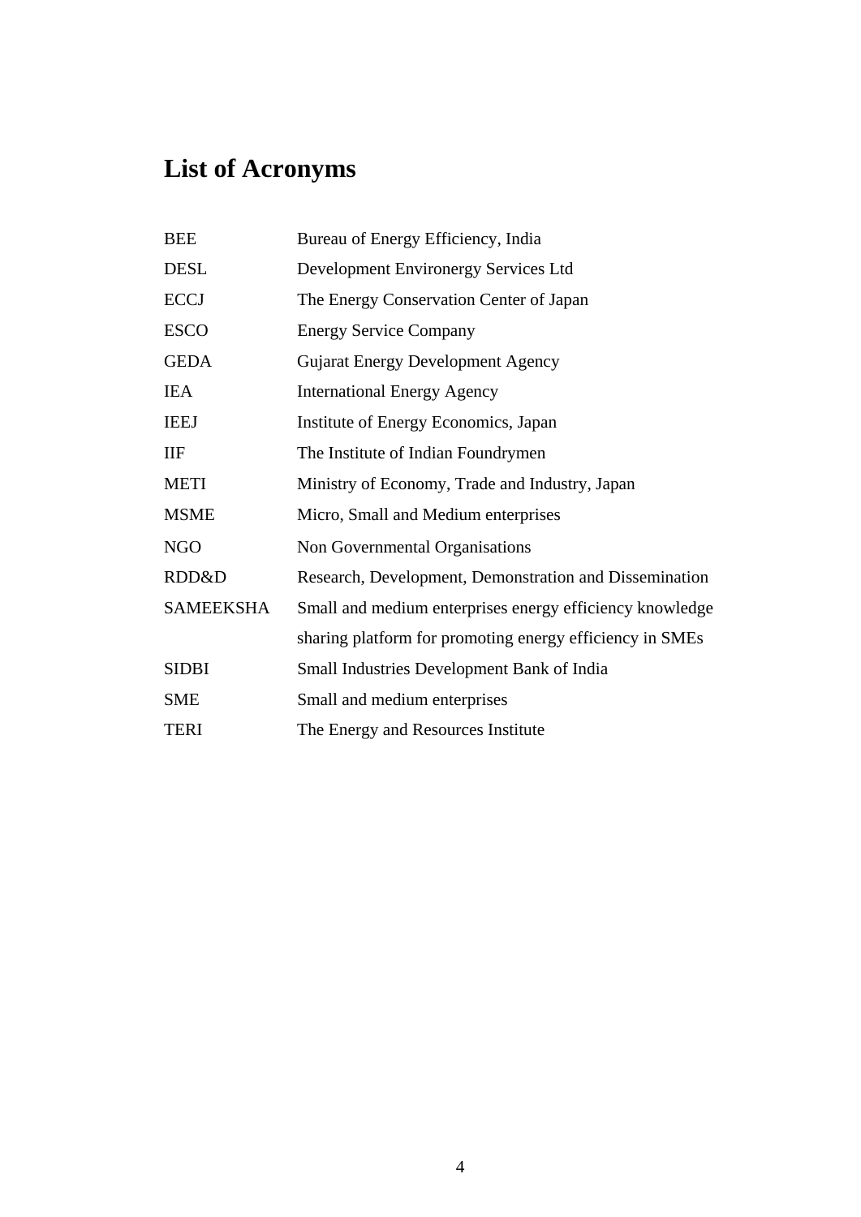# List of Acronyms

| | |
|---|---|
| BEE | Bureau of Energy Efficiency, India |
| DESL | Development Environergy Services Ltd |
| ECCJ | The Energy Conservation Center of Japan |
| ESCO | Energy Service Company |
| GEDA | Gujarat Energy Development Agency |
| IEA | International Energy Agency |
| IEEJ | Institute of Energy Economics, Japan |
| IIF | The Institute of Indian Foundrymen |
| METI | Ministry of Economy, Trade and Industry, Japan |
| MSME | Micro, Small and Medium enterprises |
| NGO | Non Governmental Organisations |
| RDD&D | Research, Development, Demonstration and Dissemination |
| SAMEEKSHA | Small and medium enterprises energy efficiency knowledge sharing platform for promoting energy efficiency in SMEs |
| SIDBI | Small Industries Development Bank of India |
| SME | Small and medium enterprises |
| TERI | The Energy and Resources Institute |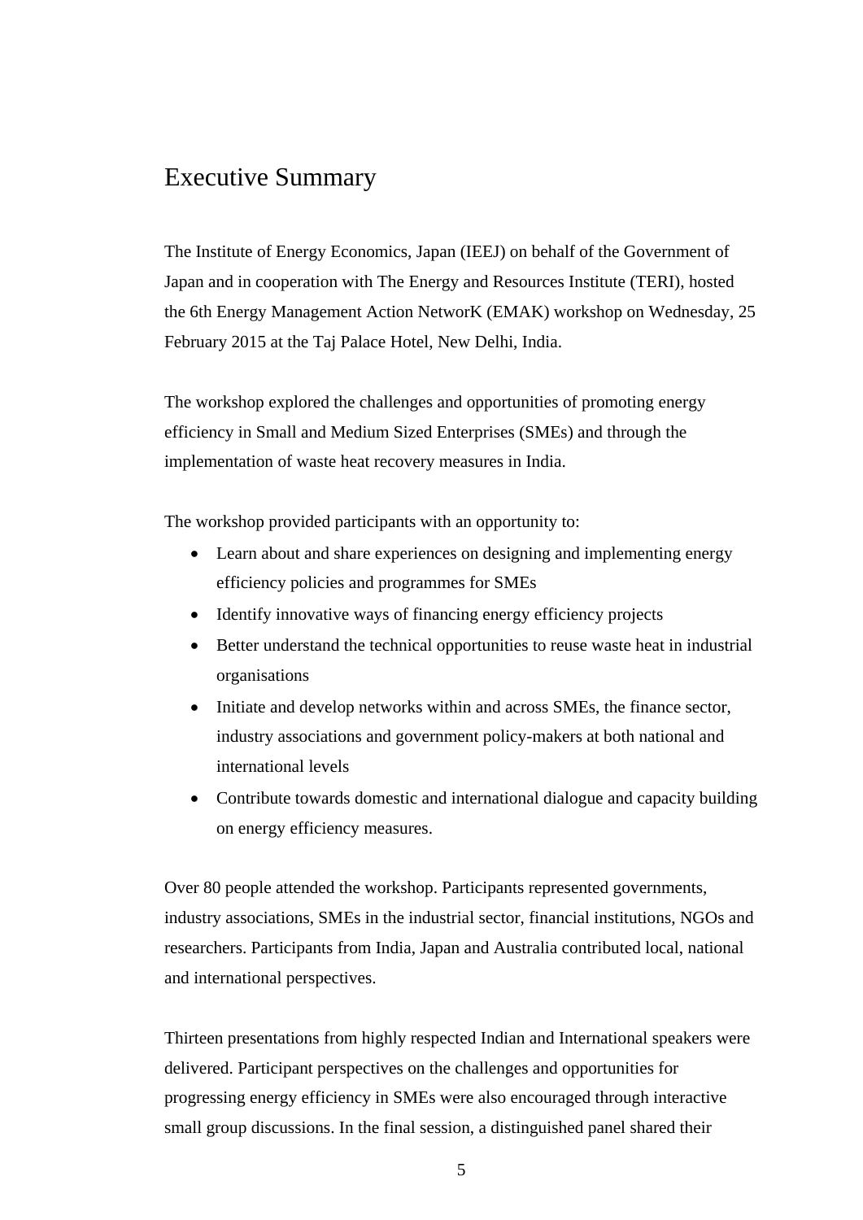# Executive Summary

The Institute of Energy Economics, Japan (IEEJ) on behalf of the Government of Japan and in cooperation with The Energy and Resources Institute (TERI), hosted the 6th Energy Management Action NetworK (EMAK) workshop on Wednesday, 25 February 2015 at the Taj Palace Hotel, New Delhi, India.

The workshop explored the challenges and opportunities of promoting energy efficiency in Small and Medium Sized Enterprises (SMEs) and through the implementation of waste heat recovery measures in India.

The workshop provided participants with an opportunity to:

- Learn about and share experiences on designing and implementing energy efficiency policies and programmes for SMEs
- Identify innovative ways of financing energy efficiency projects
- Better understand the technical opportunities to reuse waste heat in industrial organisations
- Initiate and develop networks within and across SMEs, the finance sector, industry associations and government policy-makers at both national and international levels
- Contribute towards domestic and international dialogue and capacity building on energy efficiency measures.

Over 80 people attended the workshop. Participants represented governments, industry associations, SMEs in the industrial sector, financial institutions, NGOs and researchers. Participants from India, Japan and Australia contributed local, national and international perspectives.

Thirteen presentations from highly respected Indian and International speakers were delivered. Participant perspectives on the challenges and opportunities for progressing energy efficiency in SMEs were also encouraged through interactive small group discussions. In the final session, a distinguished panel shared their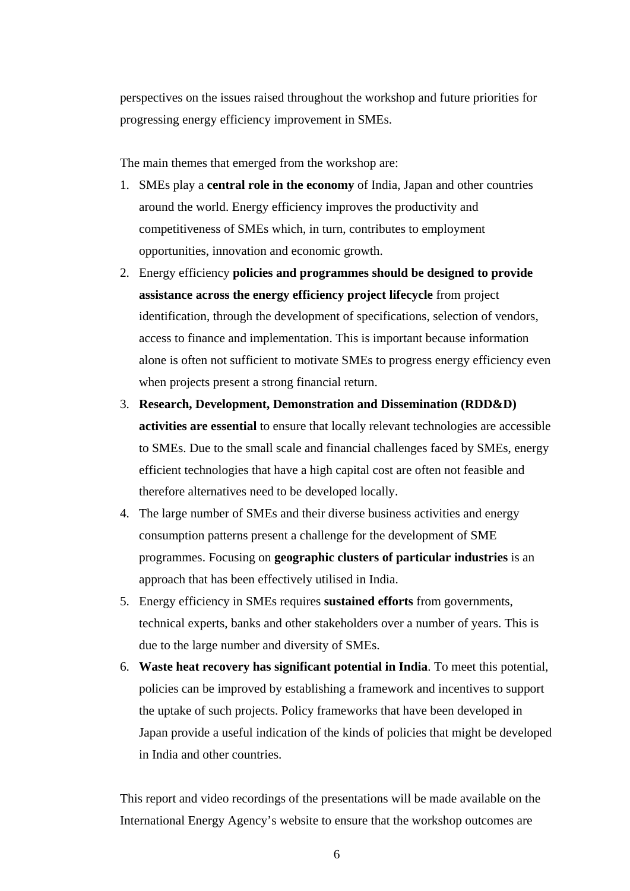perspectives on the issues raised throughout the workshop and future priorities for progressing energy efficiency improvement in SMEs.

The main themes that emerged from the workshop are:

1. SMEs play a **central role in the economy** of India, Japan and other countries around the world. Energy efficiency improves the productivity and competitiveness of SMEs which, in turn, contributes to employment opportunities, innovation and economic growth.
2. Energy efficiency **policies and programmes should be designed to provide assistance across the energy efficiency project lifecycle** from project identification, through the development of specifications, selection of vendors, access to finance and implementation. This is important because information alone is often not sufficient to motivate SMEs to progress energy efficiency even when projects present a strong financial return.
3. **Research, Development, Demonstration and Dissemination (RDD&D) activities are essential** to ensure that locally relevant technologies are accessible to SMEs. Due to the small scale and financial challenges faced by SMEs, energy efficient technologies that have a high capital cost are often not feasible and therefore alternatives need to be developed locally.
4. The large number of SMEs and their diverse business activities and energy consumption patterns present a challenge for the development of SME programmes. Focusing on **geographic clusters of particular industries** is an approach that has been effectively utilised in India.
5. Energy efficiency in SMEs requires **sustained efforts** from governments, technical experts, banks and other stakeholders over a number of years. This is due to the large number and diversity of SMEs.
6. **Waste heat recovery has significant potential in India**. To meet this potential, policies can be improved by establishing a framework and incentives to support the uptake of such projects. Policy frameworks that have been developed in Japan provide a useful indication of the kinds of policies that might be developed in India and other countries.

This report and video recordings of the presentations will be made available on the International Energy Agency's website to ensure that the workshop outcomes are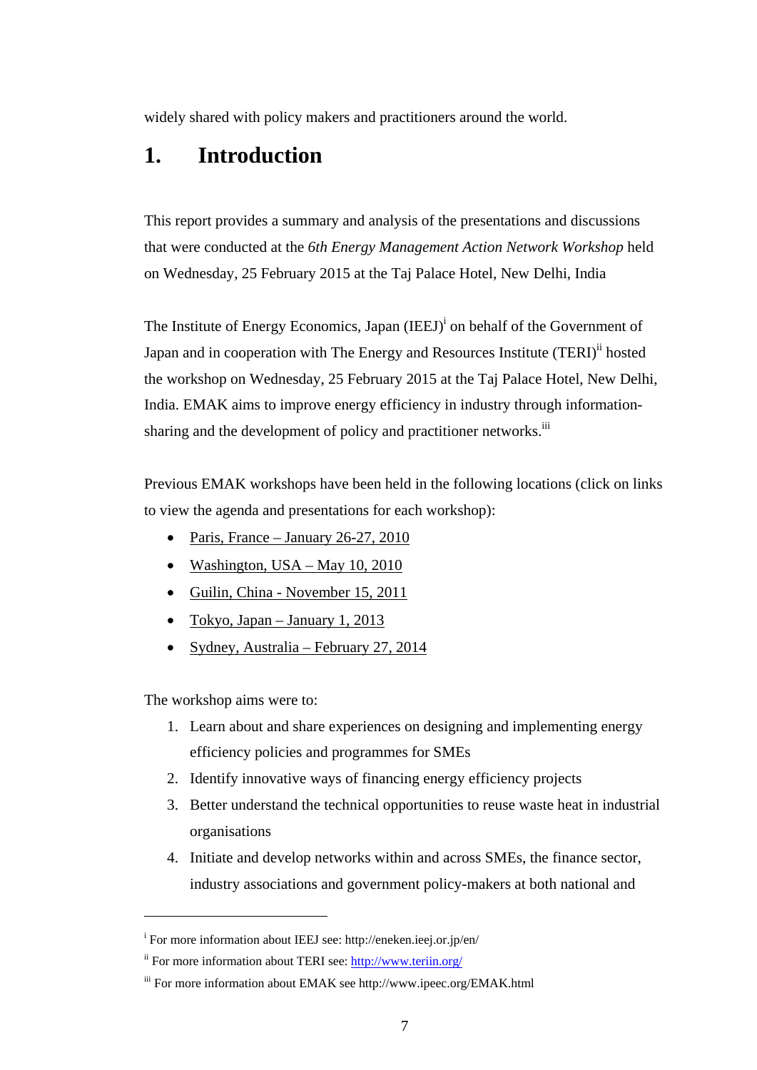widely shared with policy makers and practitioners around the world.

# 1. Introduction

This report provides a summary and analysis of the presentations and discussions that were conducted at the *6th Energy Management Action Network Workshop* held on Wednesday, 25 February 2015 at the Taj Palace Hotel, New Delhi, India

The Institute of Energy Economics, Japan (IEEJ)[i] on behalf of the Government of Japan and in cooperation with The Energy and Resources Institute (TERI)[ii] hosted the workshop on Wednesday, 25 February 2015 at the Taj Palace Hotel, New Delhi, India. EMAK aims to improve energy efficiency in industry through information-sharing and the development of policy and practitioner networks.[iii]

Previous EMAK workshops have been held in the following locations (click on links to view the agenda and presentations for each workshop):

- Paris, France – January 26-27, 2010
- Washington, USA – May 10, 2010
- Guilin, China - November 15, 2011
- Tokyo, Japan – January 1, 2013
- Sydney, Australia – February 27, 2014

The workshop aims were to:

1. Learn about and share experiences on designing and implementing energy efficiency policies and programmes for SMEs
2. Identify innovative ways of financing energy efficiency projects
3. Better understand the technical opportunities to reuse waste heat in industrial organisations
4. Initiate and develop networks within and across SMEs, the finance sector, industry associations and government policy-makers at both national and

---

[i] For more information about IEEJ see: http://eneken.ieej.or.jp/en/

[ii] For more information about TERI see: http://www.teriin.org/

[iii] For more information about EMAK see http://www.ipeec.org/EMAK.html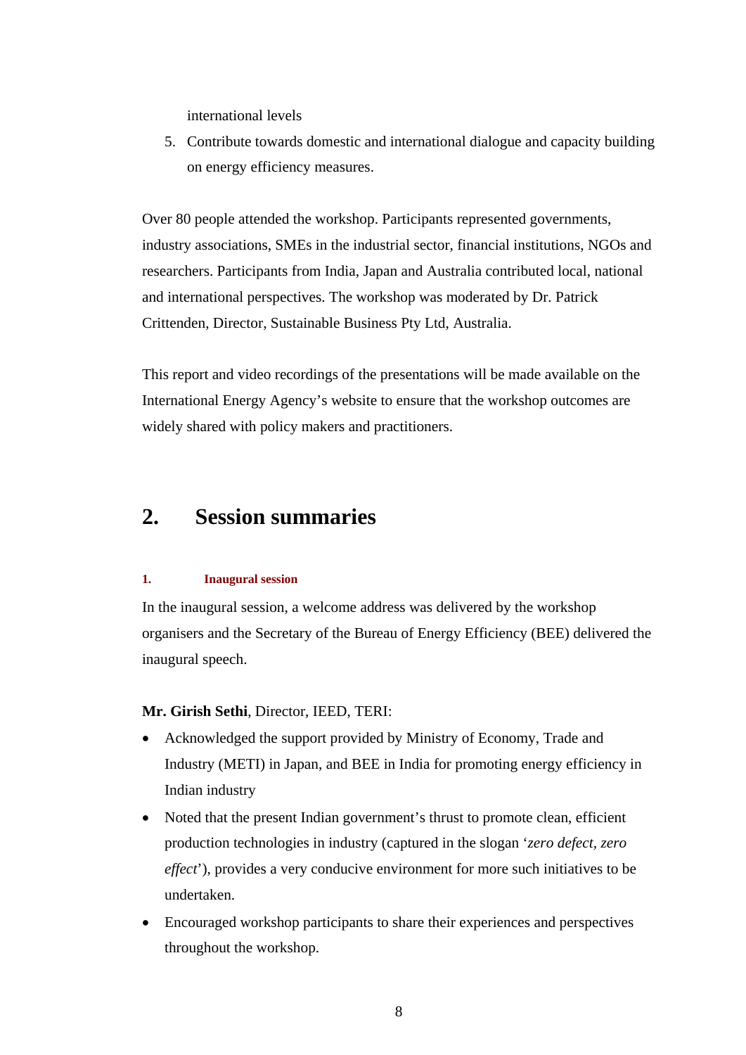international levels

5. Contribute towards domestic and international dialogue and capacity building on energy efficiency measures.

Over 80 people attended the workshop. Participants represented governments, industry associations, SMEs in the industrial sector, financial institutions, NGOs and researchers. Participants from India, Japan and Australia contributed local, national and international perspectives. The workshop was moderated by Dr. Patrick Crittenden, Director, Sustainable Business Pty Ltd, Australia.

This report and video recordings of the presentations will be made available on the International Energy Agency's website to ensure that the workshop outcomes are widely shared with policy makers and practitioners.

# 2. Session summaries

### 1. Inaugural session

In the inaugural session, a welcome address was delivered by the workshop organisers and the Secretary of the Bureau of Energy Efficiency (BEE) delivered the inaugural speech.

**Mr. Girish Sethi**, Director, IEED, TERI:

- Acknowledged the support provided by Ministry of Economy, Trade and Industry (METI) in Japan, and BEE in India for promoting energy efficiency in Indian industry
- Noted that the present Indian government's thrust to promote clean, efficient production technologies in industry (captured in the slogan '*zero defect, zero effect*'), provides a very conducive environment for more such initiatives to be undertaken.
- Encouraged workshop participants to share their experiences and perspectives throughout the workshop.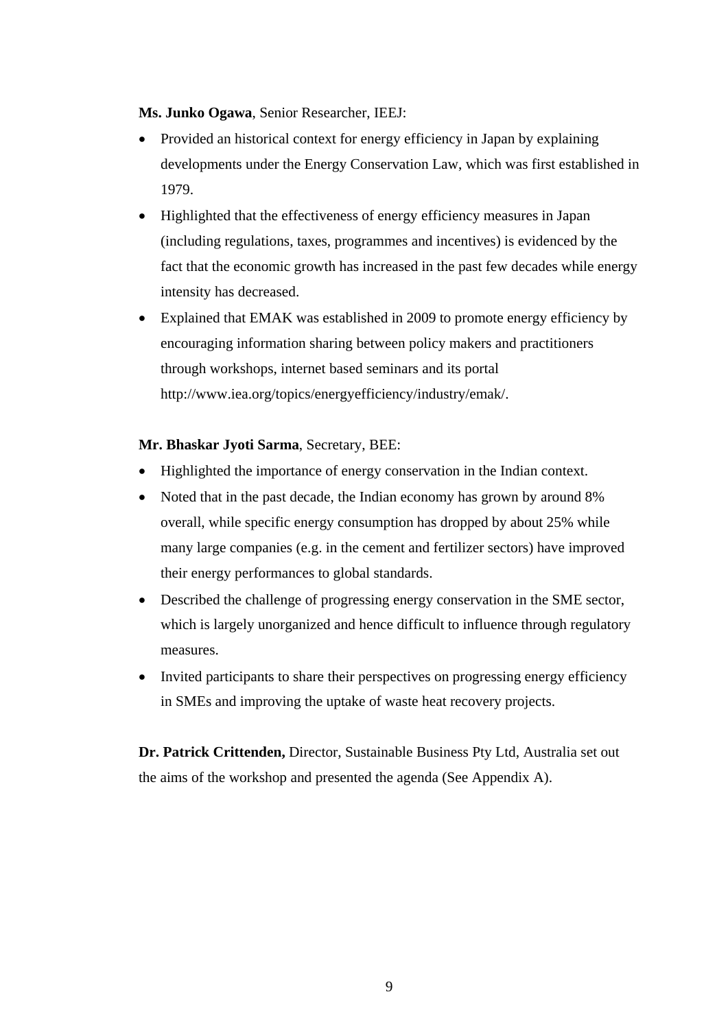**Ms. Junko Ogawa**, Senior Researcher, IEEJ:

- Provided an historical context for energy efficiency in Japan by explaining developments under the Energy Conservation Law, which was first established in 1979.
- Highlighted that the effectiveness of energy efficiency measures in Japan (including regulations, taxes, programmes and incentives) is evidenced by the fact that the economic growth has increased in the past few decades while energy intensity has decreased.
- Explained that EMAK was established in 2009 to promote energy efficiency by encouraging information sharing between policy makers and practitioners through workshops, internet based seminars and its portal http://www.iea.org/topics/energyefficiency/industry/emak/.

**Mr. Bhaskar Jyoti Sarma**, Secretary, BEE:

- Highlighted the importance of energy conservation in the Indian context.
- Noted that in the past decade, the Indian economy has grown by around 8% overall, while specific energy consumption has dropped by about 25% while many large companies (e.g. in the cement and fertilizer sectors) have improved their energy performances to global standards.
- Described the challenge of progressing energy conservation in the SME sector, which is largely unorganized and hence difficult to influence through regulatory measures.
- Invited participants to share their perspectives on progressing energy efficiency in SMEs and improving the uptake of waste heat recovery projects.

**Dr. Patrick Crittenden,** Director, Sustainable Business Pty Ltd, Australia set out the aims of the workshop and presented the agenda (See Appendix A).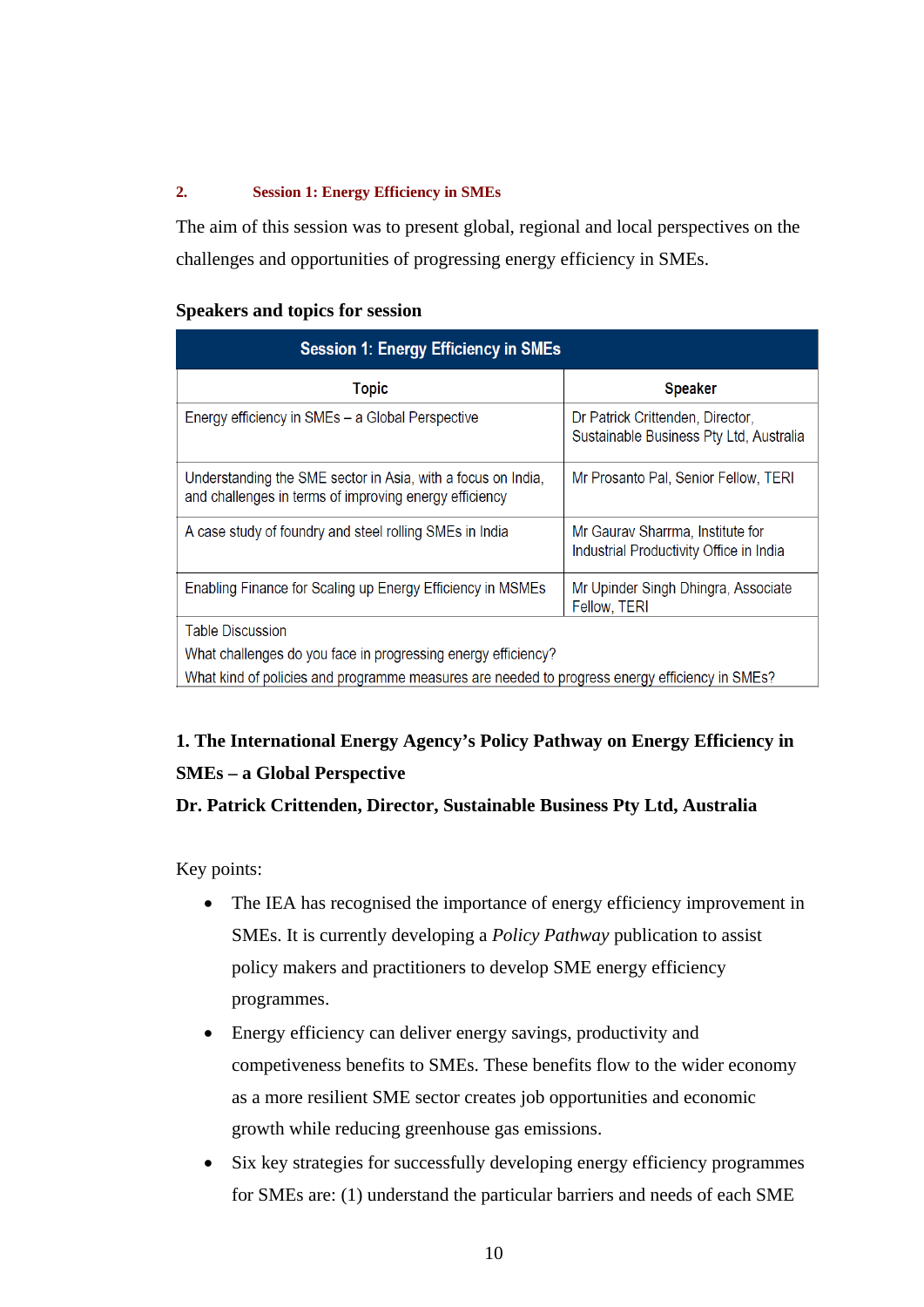## 2. Session 1: Energy Efficiency in SMEs

The aim of this session was to present global, regional and local perspectives on the challenges and opportunities of progressing energy efficiency in SMEs.

**Speakers and topics for session**

| Session 1: Energy Efficiency in SMEs | |
|---|---|
| **Topic** | **Speaker** |
| Energy efficiency in SMEs – a Global Perspective | Dr Patrick Crittenden, Director, Sustainable Business Pty Ltd, Australia |
| Understanding the SME sector in Asia, with a focus on India, and challenges in terms of improving energy efficiency | Mr Prosanto Pal, Senior Fellow, TERI |
| A case study of foundry and steel rolling SMEs in India | Mr Gaurav Sharrma, Institute for Industrial Productivity Office in India |
| Enabling Finance for Scaling up Energy Efficiency in MSMEs | Mr Upinder Singh Dhingra, Associate Fellow, TERI |
| Table Discussion<br>What challenges do you face in progressing energy efficiency?<br>What kind of policies and programme measures are needed to progress energy efficiency in SMEs? | |

### 1. The International Energy Agency's Policy Pathway on Energy Efficiency in SMEs – a Global Perspective

**Dr. Patrick Crittenden, Director, Sustainable Business Pty Ltd, Australia**

Key points:

- The IEA has recognised the importance of energy efficiency improvement in SMEs. It is currently developing a *Policy Pathway* publication to assist policy makers and practitioners to develop SME energy efficiency programmes.
- Energy efficiency can deliver energy savings, productivity and competiveness benefits to SMEs. These benefits flow to the wider economy as a more resilient SME sector creates job opportunities and economic growth while reducing greenhouse gas emissions.
- Six key strategies for successfully developing energy efficiency programmes for SMEs are: (1) understand the particular barriers and needs of each SME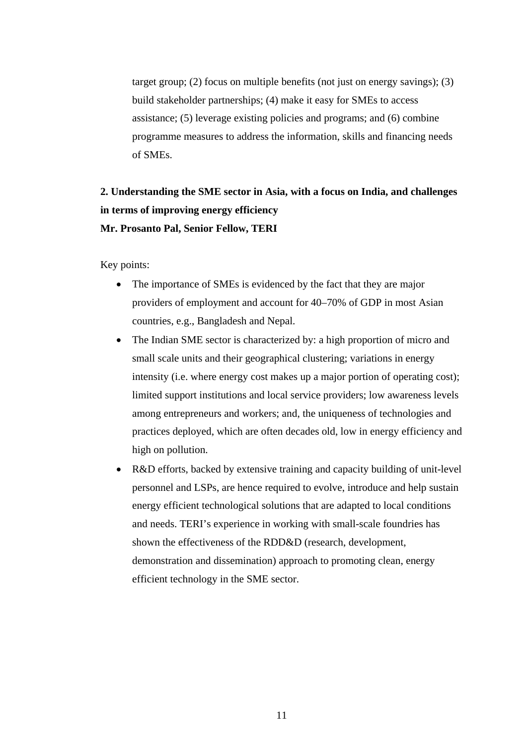target group; (2) focus on multiple benefits (not just on energy savings); (3) build stakeholder partnerships; (4) make it easy for SMEs to access assistance; (5) leverage existing policies and programs; and (6) combine programme measures to address the information, skills and financing needs of SMEs.

**2. Understanding the SME sector in Asia, with a focus on India, and challenges in terms of improving energy efficiency**
**Mr. Prosanto Pal, Senior Fellow, TERI**

Key points:

- The importance of SMEs is evidenced by the fact that they are major providers of employment and account for 40–70% of GDP in most Asian countries, e.g., Bangladesh and Nepal.
- The Indian SME sector is characterized by: a high proportion of micro and small scale units and their geographical clustering; variations in energy intensity (i.e. where energy cost makes up a major portion of operating cost); limited support institutions and local service providers; low awareness levels among entrepreneurs and workers; and, the uniqueness of technologies and practices deployed, which are often decades old, low in energy efficiency and high on pollution.
- R&D efforts, backed by extensive training and capacity building of unit-level personnel and LSPs, are hence required to evolve, introduce and help sustain energy efficient technological solutions that are adapted to local conditions and needs. TERI's experience in working with small-scale foundries has shown the effectiveness of the RDD&D (research, development, demonstration and dissemination) approach to promoting clean, energy efficient technology in the SME sector.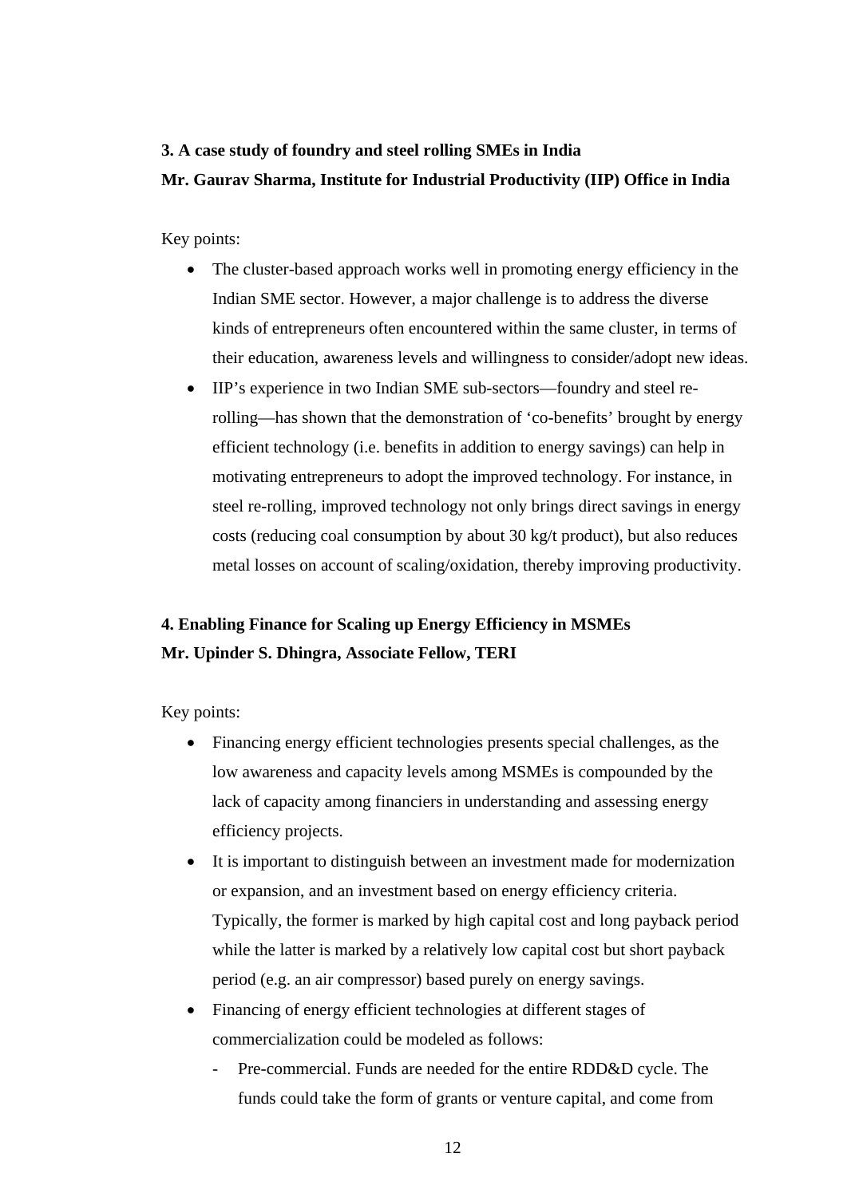**3. A case study of foundry and steel rolling SMEs in India**

**Mr. Gaurav Sharma, Institute for Industrial Productivity (IIP) Office in India**

Key points:

- The cluster-based approach works well in promoting energy efficiency in the Indian SME sector. However, a major challenge is to address the diverse kinds of entrepreneurs often encountered within the same cluster, in terms of their education, awareness levels and willingness to consider/adopt new ideas.
- IIP's experience in two Indian SME sub-sectors—foundry and steel re-rolling—has shown that the demonstration of 'co-benefits' brought by energy efficient technology (i.e. benefits in addition to energy savings) can help in motivating entrepreneurs to adopt the improved technology. For instance, in steel re-rolling, improved technology not only brings direct savings in energy costs (reducing coal consumption by about 30 kg/t product), but also reduces metal losses on account of scaling/oxidation, thereby improving productivity.

**4. Enabling Finance for Scaling up Energy Efficiency in MSMEs**

**Mr. Upinder S. Dhingra, Associate Fellow, TERI**

Key points:

- Financing energy efficient technologies presents special challenges, as the low awareness and capacity levels among MSMEs is compounded by the lack of capacity among financiers in understanding and assessing energy efficiency projects.
- It is important to distinguish between an investment made for modernization or expansion, and an investment based on energy efficiency criteria. Typically, the former is marked by high capital cost and long payback period while the latter is marked by a relatively low capital cost but short payback period (e.g. an air compressor) based purely on energy savings.
- Financing of energy efficient technologies at different stages of commercialization could be modeled as follows:
  - Pre-commercial. Funds are needed for the entire RDD&D cycle. The funds could take the form of grants or venture capital, and come from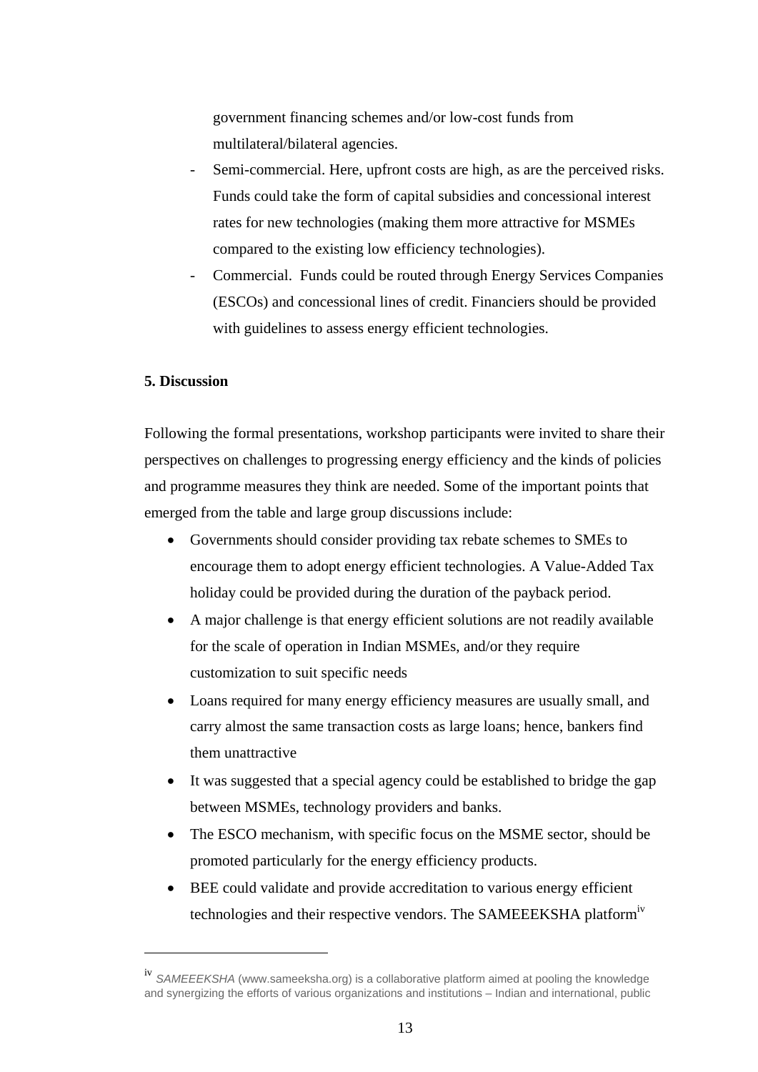government financing schemes and/or low-cost funds from multilateral/bilateral agencies.

- Semi-commercial. Here, upfront costs are high, as are the perceived risks. Funds could take the form of capital subsidies and concessional interest rates for new technologies (making them more attractive for MSMEs compared to the existing low efficiency technologies).
- Commercial. Funds could be routed through Energy Services Companies (ESCOs) and concessional lines of credit. Financiers should be provided with guidelines to assess energy efficient technologies.

**5. Discussion**

Following the formal presentations, workshop participants were invited to share their perspectives on challenges to progressing energy efficiency and the kinds of policies and programme measures they think are needed. Some of the important points that emerged from the table and large group discussions include:

- Governments should consider providing tax rebate schemes to SMEs to encourage them to adopt energy efficient technologies. A Value-Added Tax holiday could be provided during the duration of the payback period.
- A major challenge is that energy efficient solutions are not readily available for the scale of operation in Indian MSMEs, and/or they require customization to suit specific needs
- Loans required for many energy efficiency measures are usually small, and carry almost the same transaction costs as large loans; hence, bankers find them unattractive
- It was suggested that a special agency could be established to bridge the gap between MSMEs, technology providers and banks.
- The ESCO mechanism, with specific focus on the MSME sector, should be promoted particularly for the energy efficiency products.
- BEE could validate and provide accreditation to various energy efficient technologies and their respective vendors. The SAMEEEKSHA platform[iv]

---

[iv] *SAMEEEKSHA* (www.sameeksha.org) is a collaborative platform aimed at pooling the knowledge and synergizing the efforts of various organizations and institutions – Indian and international, public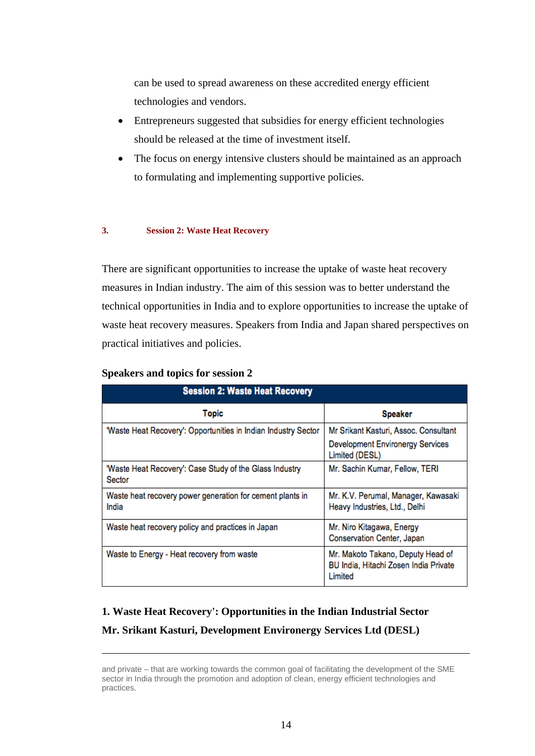can be used to spread awareness on these accredited energy efficient technologies and vendors.

- Entrepreneurs suggested that subsidies for energy efficient technologies should be released at the time of investment itself.
- The focus on energy intensive clusters should be maintained as an approach to formulating and implementing supportive policies.

## 3. Session 2: Waste Heat Recovery

There are significant opportunities to increase the uptake of waste heat recovery measures in Indian industry. The aim of this session was to better understand the technical opportunities in India and to explore opportunities to increase the uptake of waste heat recovery measures. Speakers from India and Japan shared perspectives on practical initiatives and policies.

**Speakers and topics for session 2**

| Session 2: Waste Heat Recovery | |
|---|---|
| **Topic** | **Speaker** |
| 'Waste Heat Recovery': Opportunities in Indian Industry Sector | Mr Srikant Kasturi, Assoc. Consultant Development Environergy Services Limited (DESL) |
| 'Waste Heat Recovery': Case Study of the Glass Industry Sector | Mr. Sachin Kumar, Fellow, TERI |
| Waste heat recovery power generation for cement plants in India | Mr. K.V. Perumal, Manager, Kawasaki Heavy Industries, Ltd., Delhi |
| Waste heat recovery policy and practices in Japan | Mr. Niro Kitagawa, Energy Conservation Center, Japan |
| Waste to Energy - Heat recovery from waste | Mr. Makoto Takano, Deputy Head of BU India, Hitachi Zosen India Private Limited |

### 1. Waste Heat Recovery': Opportunities in the Indian Industrial Sector

**Mr. Srikant Kasturi, Development Environergy Services Ltd (DESL)**

---

and private – that are working towards the common goal of facilitating the development of the SME sector in India through the promotion and adoption of clean, energy efficient technologies and practices.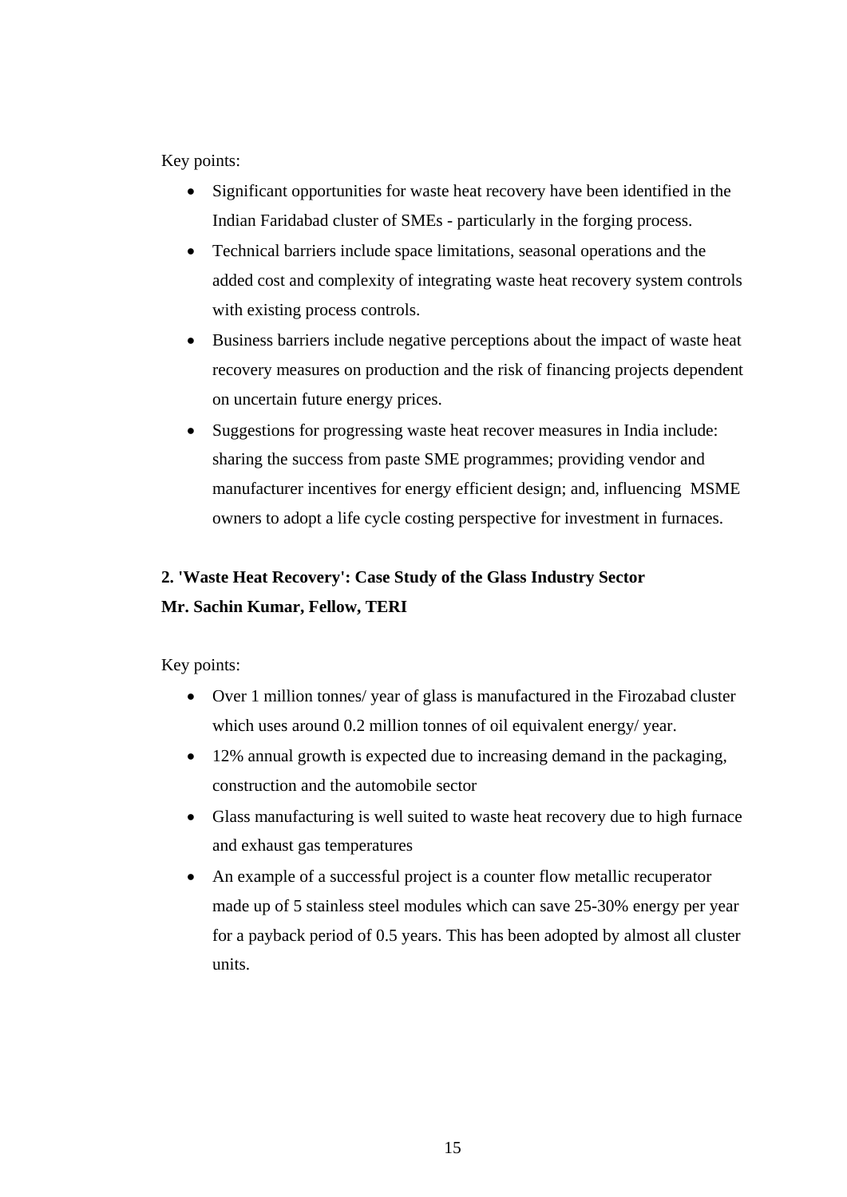Key points:

- Significant opportunities for waste heat recovery have been identified in the Indian Faridabad cluster of SMEs - particularly in the forging process.
- Technical barriers include space limitations, seasonal operations and the added cost and complexity of integrating waste heat recovery system controls with existing process controls.
- Business barriers include negative perceptions about the impact of waste heat recovery measures on production and the risk of financing projects dependent on uncertain future energy prices.
- Suggestions for progressing waste heat recover measures in India include: sharing the success from paste SME programmes; providing vendor and manufacturer incentives for energy efficient design; and, influencing MSME owners to adopt a life cycle costing perspective for investment in furnaces.

**2. 'Waste Heat Recovery': Case Study of the Glass Industry Sector**
**Mr. Sachin Kumar, Fellow, TERI**

Key points:

- Over 1 million tonnes/ year of glass is manufactured in the Firozabad cluster which uses around 0.2 million tonnes of oil equivalent energy/ year.
- 12% annual growth is expected due to increasing demand in the packaging, construction and the automobile sector
- Glass manufacturing is well suited to waste heat recovery due to high furnace and exhaust gas temperatures
- An example of a successful project is a counter flow metallic recuperator made up of 5 stainless steel modules which can save 25-30% energy per year for a payback period of 0.5 years. This has been adopted by almost all cluster units.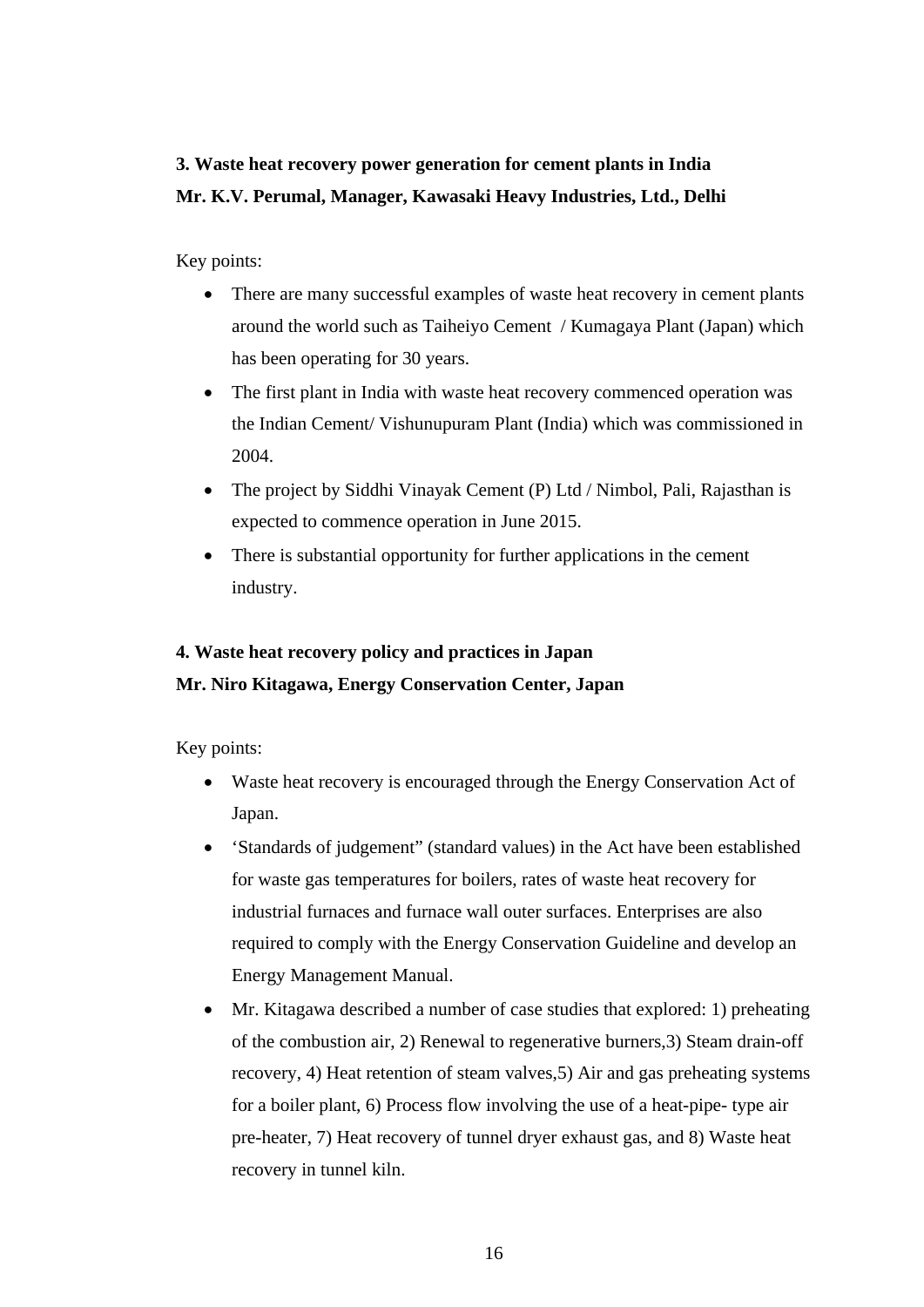**3. Waste heat recovery power generation for cement plants in India**
**Mr. K.V. Perumal, Manager, Kawasaki Heavy Industries, Ltd., Delhi**

Key points:

- There are many successful examples of waste heat recovery in cement plants around the world such as Taiheiyo Cement / Kumagaya Plant (Japan) which has been operating for 30 years.
- The first plant in India with waste heat recovery commenced operation was the Indian Cement/ Vishunupuram Plant (India) which was commissioned in 2004.
- The project by Siddhi Vinayak Cement (P) Ltd / Nimbol, Pali, Rajasthan is expected to commence operation in June 2015.
- There is substantial opportunity for further applications in the cement industry.

**4. Waste heat recovery policy and practices in Japan**
**Mr. Niro Kitagawa, Energy Conservation Center, Japan**

Key points:

- Waste heat recovery is encouraged through the Energy Conservation Act of Japan.
- 'Standards of judgement" (standard values) in the Act have been established for waste gas temperatures for boilers, rates of waste heat recovery for industrial furnaces and furnace wall outer surfaces. Enterprises are also required to comply with the Energy Conservation Guideline and develop an Energy Management Manual.
- Mr. Kitagawa described a number of case studies that explored: 1) preheating of the combustion air, 2) Renewal to regenerative burners,3) Steam drain-off recovery, 4) Heat retention of steam valves,5) Air and gas preheating systems for a boiler plant, 6) Process flow involving the use of a heat-pipe- type air pre-heater, 7) Heat recovery of tunnel dryer exhaust gas, and 8) Waste heat recovery in tunnel kiln.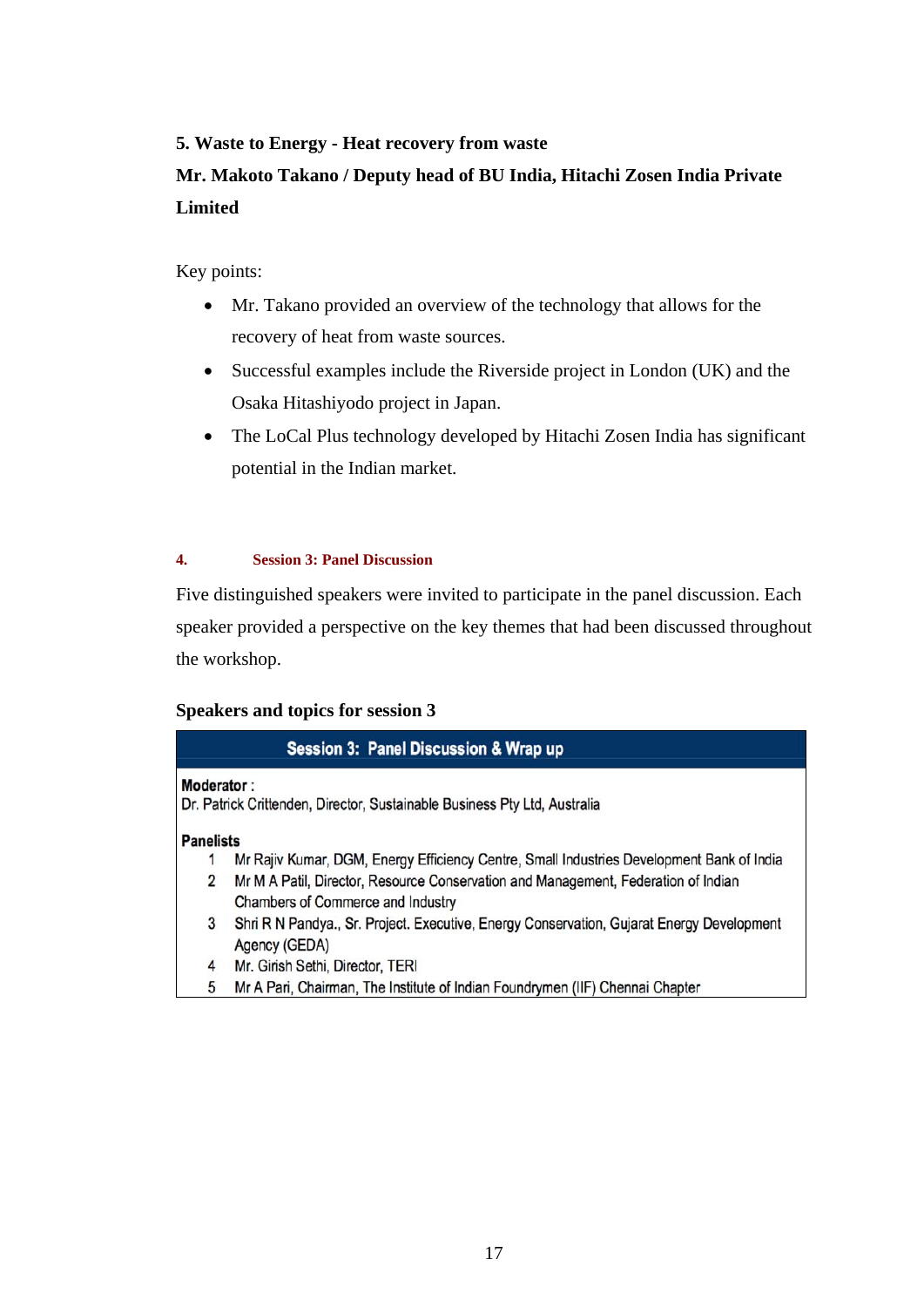**5. Waste to Energy - Heat recovery from waste**

**Mr. Makoto Takano / Deputy head of BU India, Hitachi Zosen India Private Limited**

Key points:

- Mr. Takano provided an overview of the technology that allows for the recovery of heat from waste sources.
- Successful examples include the Riverside project in London (UK) and the Osaka Hitashiyodo project in Japan.
- The LoCal Plus technology developed by Hitachi Zosen India has significant potential in the Indian market.

## 4. Session 3: Panel Discussion

Five distinguished speakers were invited to participate in the panel discussion. Each speaker provided a perspective on the key themes that had been discussed throughout the workshop.

**Speakers and topics for session 3**

| Session 3: Panel Discussion & Wrap up | |
|---|---|
| **Moderator** : | |
| Dr. Patrick Crittenden, Director, Sustainable Business Pty Ltd, Australia | |
| **Panelists** | |
| 1 | Mr Rajiv Kumar, DGM, Energy Efficiency Centre, Small Industries Development Bank of India |
| 2 | Mr M A Patil, Director, Resource Conservation and Management, Federation of Indian Chambers of Commerce and Industry |
| 3 | Shri R N Pandya., Sr. Project. Executive, Energy Conservation, Gujarat Energy Development Agency (GEDA) |
| 4 | Mr. Girish Sethi, Director, TERI |
| 5 | Mr A Pari, Chairman, The Institute of Indian Foundrymen (IIF) Chennai Chapter |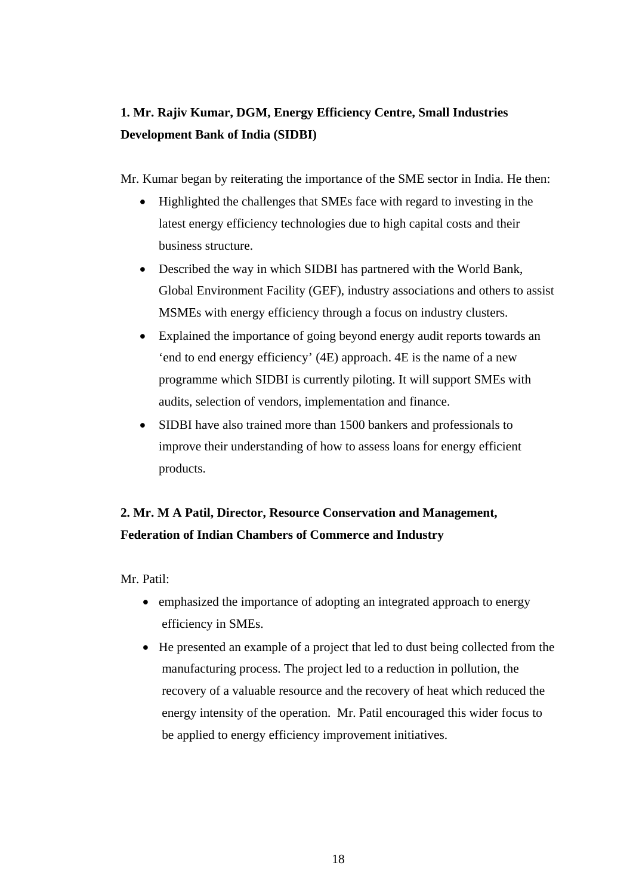**1. Mr. Rajiv Kumar, DGM, Energy Efficiency Centre, Small Industries Development Bank of India (SIDBI)**

Mr. Kumar began by reiterating the importance of the SME sector in India. He then:

- Highlighted the challenges that SMEs face with regard to investing in the latest energy efficiency technologies due to high capital costs and their business structure.
- Described the way in which SIDBI has partnered with the World Bank, Global Environment Facility (GEF), industry associations and others to assist MSMEs with energy efficiency through a focus on industry clusters.
- Explained the importance of going beyond energy audit reports towards an 'end to end energy efficiency' (4E) approach. 4E is the name of a new programme which SIDBI is currently piloting. It will support SMEs with audits, selection of vendors, implementation and finance.
- SIDBI have also trained more than 1500 bankers and professionals to improve their understanding of how to assess loans for energy efficient products.

**2. Mr. M A Patil, Director, Resource Conservation and Management, Federation of Indian Chambers of Commerce and Industry**

Mr. Patil:

- emphasized the importance of adopting an integrated approach to energy efficiency in SMEs.
- He presented an example of a project that led to dust being collected from the manufacturing process. The project led to a reduction in pollution, the recovery of a valuable resource and the recovery of heat which reduced the energy intensity of the operation. Mr. Patil encouraged this wider focus to be applied to energy efficiency improvement initiatives.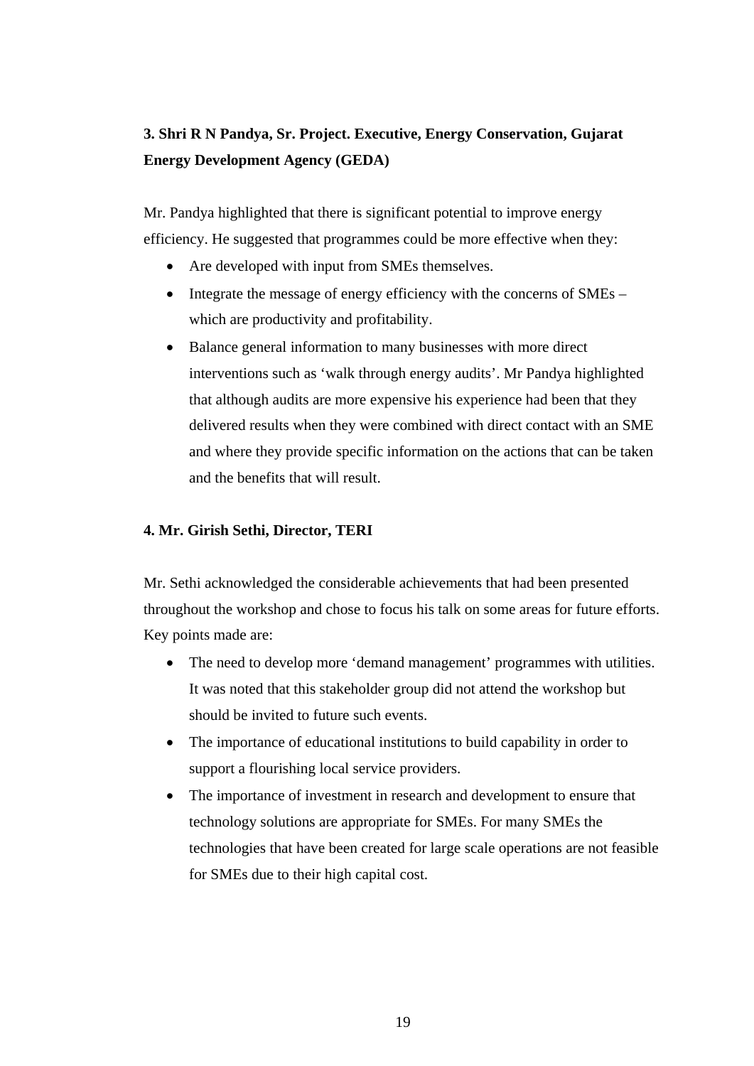### 3. Shri R N Pandya, Sr. Project. Executive, Energy Conservation, Gujarat Energy Development Agency (GEDA)

Mr. Pandya highlighted that there is significant potential to improve energy efficiency. He suggested that programmes could be more effective when they:

- Are developed with input from SMEs themselves.
- Integrate the message of energy efficiency with the concerns of SMEs – which are productivity and profitability.
- Balance general information to many businesses with more direct interventions such as 'walk through energy audits'. Mr Pandya highlighted that although audits are more expensive his experience had been that they delivered results when they were combined with direct contact with an SME and where they provide specific information on the actions that can be taken and the benefits that will result.

### 4. Mr. Girish Sethi, Director, TERI

Mr. Sethi acknowledged the considerable achievements that had been presented throughout the workshop and chose to focus his talk on some areas for future efforts. Key points made are:

- The need to develop more 'demand management' programmes with utilities. It was noted that this stakeholder group did not attend the workshop but should be invited to future such events.
- The importance of educational institutions to build capability in order to support a flourishing local service providers.
- The importance of investment in research and development to ensure that technology solutions are appropriate for SMEs. For many SMEs the technologies that have been created for large scale operations are not feasible for SMEs due to their high capital cost.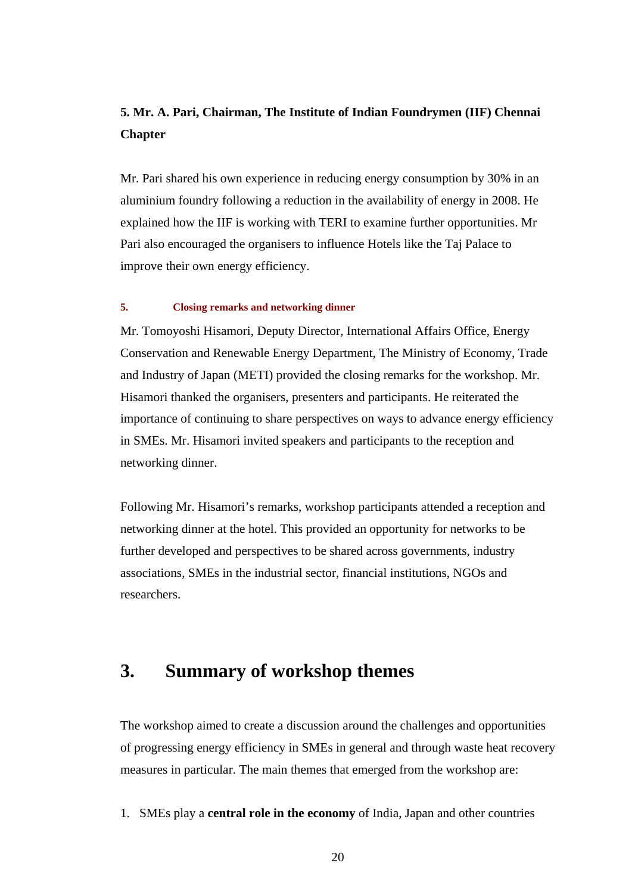**5. Mr. A. Pari, Chairman, The Institute of Indian Foundrymen (IIF) Chennai Chapter**

Mr. Pari shared his own experience in reducing energy consumption by 30% in an aluminium foundry following a reduction in the availability of energy in 2008. He explained how the IIF is working with TERI to examine further opportunities. Mr Pari also encouraged the organisers to influence Hotels like the Taj Palace to improve their own energy efficiency.

#### 5. Closing remarks and networking dinner

Mr. Tomoyoshi Hisamori, Deputy Director, International Affairs Office, Energy Conservation and Renewable Energy Department, The Ministry of Economy, Trade and Industry of Japan (METI) provided the closing remarks for the workshop. Mr. Hisamori thanked the organisers, presenters and participants. He reiterated the importance of continuing to share perspectives on ways to advance energy efficiency in SMEs. Mr. Hisamori invited speakers and participants to the reception and networking dinner.

Following Mr. Hisamori's remarks, workshop participants attended a reception and networking dinner at the hotel. This provided an opportunity for networks to be further developed and perspectives to be shared across governments, industry associations, SMEs in the industrial sector, financial institutions, NGOs and researchers.

## 3. Summary of workshop themes

The workshop aimed to create a discussion around the challenges and opportunities of progressing energy efficiency in SMEs in general and through waste heat recovery measures in particular. The main themes that emerged from the workshop are:

1. SMEs play a **central role in the economy** of India, Japan and other countries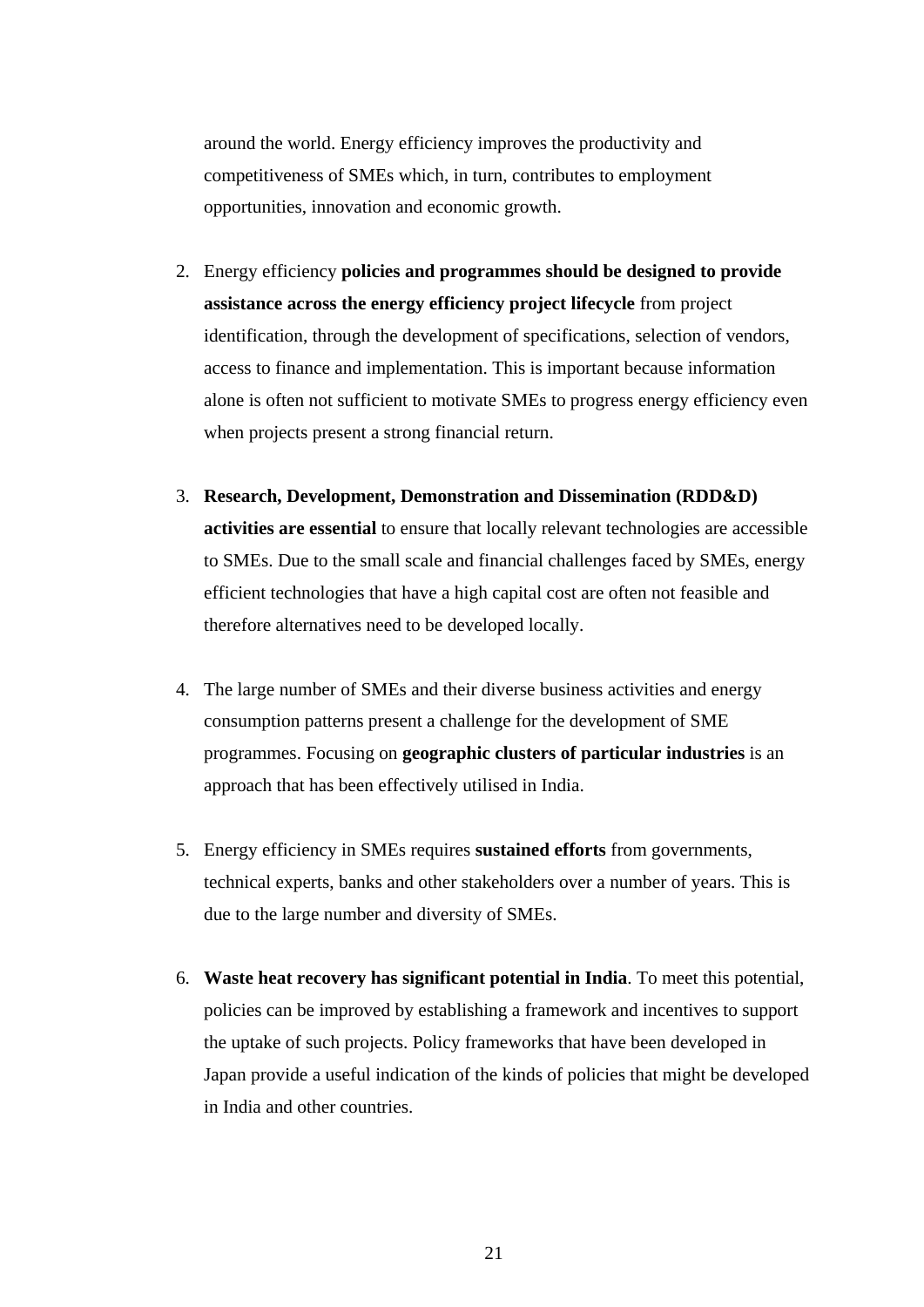around the world. Energy efficiency improves the productivity and competitiveness of SMEs which, in turn, contributes to employment opportunities, innovation and economic growth.

2. Energy efficiency **policies and programmes should be designed to provide assistance across the energy efficiency project lifecycle** from project identification, through the development of specifications, selection of vendors, access to finance and implementation. This is important because information alone is often not sufficient to motivate SMEs to progress energy efficiency even when projects present a strong financial return.

3. **Research, Development, Demonstration and Dissemination (RDD&D) activities are essential** to ensure that locally relevant technologies are accessible to SMEs. Due to the small scale and financial challenges faced by SMEs, energy efficient technologies that have a high capital cost are often not feasible and therefore alternatives need to be developed locally.

4. The large number of SMEs and their diverse business activities and energy consumption patterns present a challenge for the development of SME programmes. Focusing on **geographic clusters of particular industries** is an approach that has been effectively utilised in India.

5. Energy efficiency in SMEs requires **sustained efforts** from governments, technical experts, banks and other stakeholders over a number of years. This is due to the large number and diversity of SMEs.

6. **Waste heat recovery has significant potential in India**. To meet this potential, policies can be improved by establishing a framework and incentives to support the uptake of such projects. Policy frameworks that have been developed in Japan provide a useful indication of the kinds of policies that might be developed in India and other countries.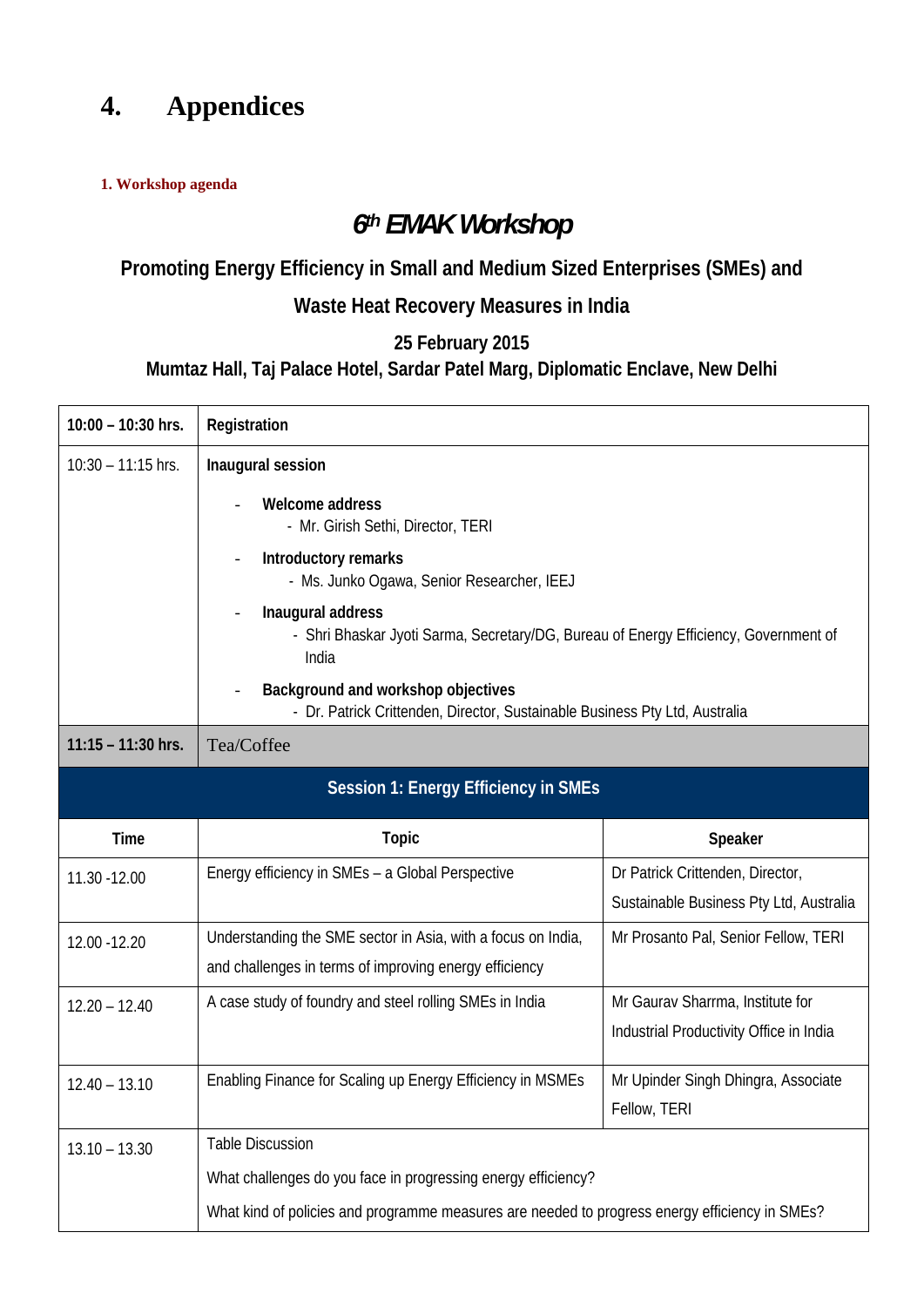# 4. Appendices

**1. Workshop agenda**

## 6th EMAK Workshop

### Promoting Energy Efficiency in Small and Medium Sized Enterprises (SMEs) and Waste Heat Recovery Measures in India

**25 February 2015**

**Mumtaz Hall, Taj Palace Hotel, Sardar Patel Marg, Diplomatic Enclave, New Delhi**

| | | |
|---|---|---|
| **10:00 – 10:30 hrs.** | **Registration** | |
| 10:30 – 11:15 hrs. | **Inaugural session**<br>- **Welcome address**<br>  - Mr. Girish Sethi, Director, TERI<br>- **Introductory remarks**<br>  - Ms. Junko Ogawa, Senior Researcher, IEEJ<br>- **Inaugural address**<br>  - Shri Bhaskar Jyoti Sarma, Secretary/DG, Bureau of Energy Efficiency, Government of India<br>- **Background and workshop objectives**<br>  - Dr. Patrick Crittenden, Director, Sustainable Business Pty Ltd, Australia | |
| **11:15 – 11:30 hrs.** | Tea/Coffee | |
| **Session 1: Energy Efficiency in SMEs** | | |
| **Time** | **Topic** | **Speaker** |
| 11.30 -12.00 | Energy efficiency in SMEs – a Global Perspective | Dr Patrick Crittenden, Director, Sustainable Business Pty Ltd, Australia |
| 12.00 -12.20 | Understanding the SME sector in Asia, with a focus on India, and challenges in terms of improving energy efficiency | Mr Prosanto Pal, Senior Fellow, TERI |
| 12.20 – 12.40 | A case study of foundry and steel rolling SMEs in India | Mr Gaurav Sharrma, Institute for Industrial Productivity Office in India |
| 12.40 – 13.10 | Enabling Finance for Scaling up Energy Efficiency in MSMEs | Mr Upinder Singh Dhingra, Associate Fellow, TERI |
| 13.10 – 13.30 | Table Discussion<br>What challenges do you face in progressing energy efficiency?<br>What kind of policies and programme measures are needed to progress energy efficiency in SMEs? | |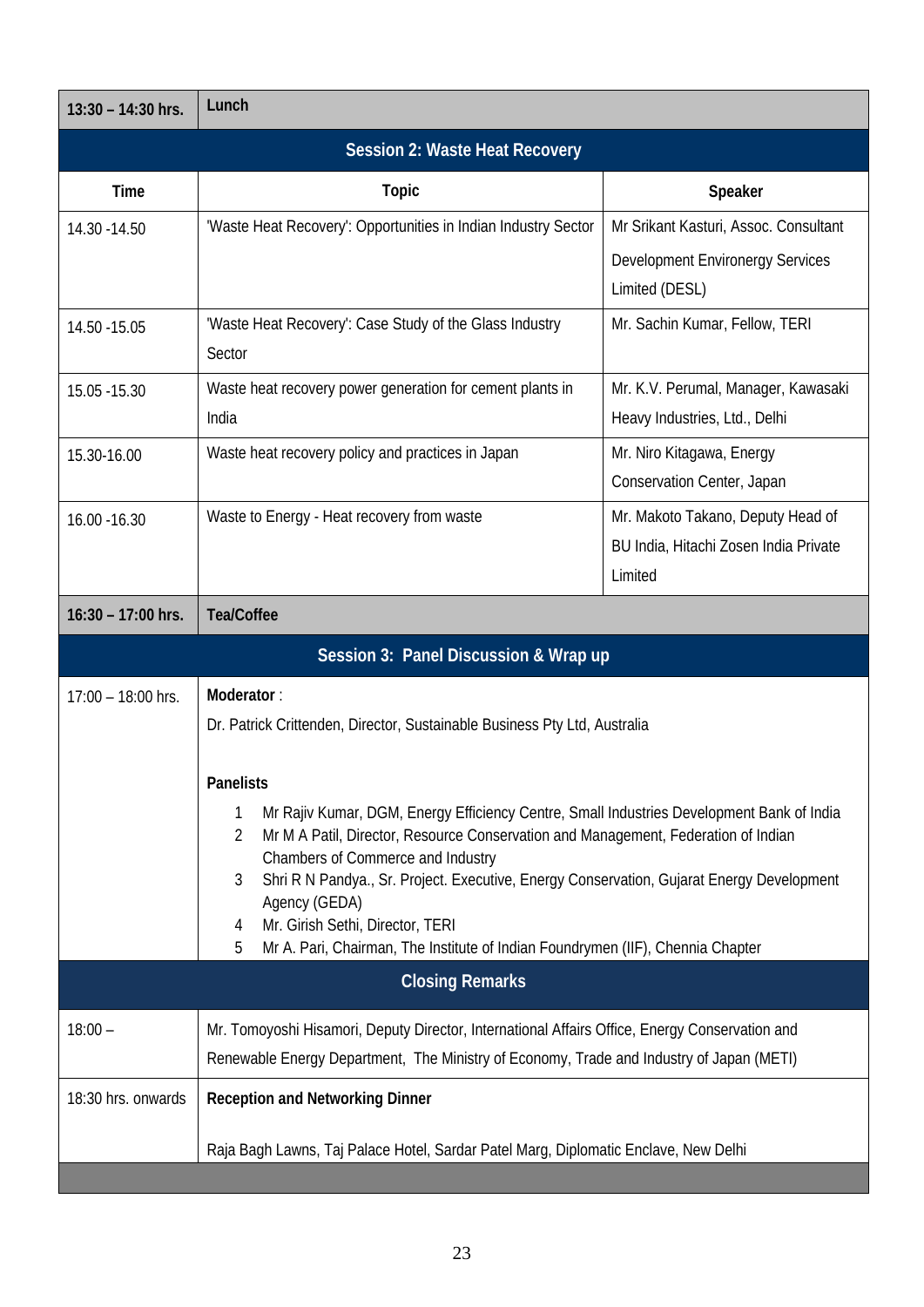| 13:30 – 14:30 hrs. | **Lunch** | |
|---|---|---|
| **Session 2: Waste Heat Recovery** | | |
| **Time** | **Topic** | **Speaker** |
| 14.30 -14.50 | 'Waste Heat Recovery': Opportunities in Indian Industry Sector | Mr Srikant Kasturi, Assoc. Consultant Development Environergy Services Limited (DESL) |
| 14.50 -15.05 | 'Waste Heat Recovery': Case Study of the Glass Industry Sector | Mr. Sachin Kumar, Fellow, TERI |
| 15.05 -15.30 | Waste heat recovery power generation for cement plants in India | Mr. K.V. Perumal, Manager, Kawasaki Heavy Industries, Ltd., Delhi |
| 15.30-16.00 | Waste heat recovery policy and practices in Japan | Mr. Niro Kitagawa, Energy Conservation Center, Japan |
| 16.00 -16.30 | Waste to Energy - Heat recovery from waste | Mr. Makoto Takano, Deputy Head of BU India, Hitachi Zosen India Private Limited |
| **16:30 – 17:00 hrs.** | **Tea/Coffee** | |
| **Session 3: Panel Discussion & Wrap up** | | |
| 17:00 – 18:00 hrs. | **Moderator** : Dr. Patrick Crittenden, Director, Sustainable Business Pty Ltd, Australia<br><br>**Panelists**<br>1 Mr Rajiv Kumar, DGM, Energy Efficiency Centre, Small Industries Development Bank of India<br>2 Mr M A Patil, Director, Resource Conservation and Management, Federation of Indian Chambers of Commerce and Industry<br>3 Shri R N Pandya., Sr. Project. Executive, Energy Conservation, Gujarat Energy Development Agency (GEDA)<br>4 Mr. Girish Sethi, Director, TERI<br>5 Mr A. Pari, Chairman, The Institute of Indian Foundrymen (IIF), Chennia Chapter | |
| **Closing Remarks** | | |
| 18:00 – | Mr. Tomoyoshi Hisamori, Deputy Director, International Affairs Office, Energy Conservation and Renewable Energy Department, The Ministry of Economy, Trade and Industry of Japan (METI) | |
| 18:30 hrs. onwards | **Reception and Networking Dinner**<br><br>Raja Bagh Lawns, Taj Palace Hotel, Sardar Patel Marg, Diplomatic Enclave, New Delhi | |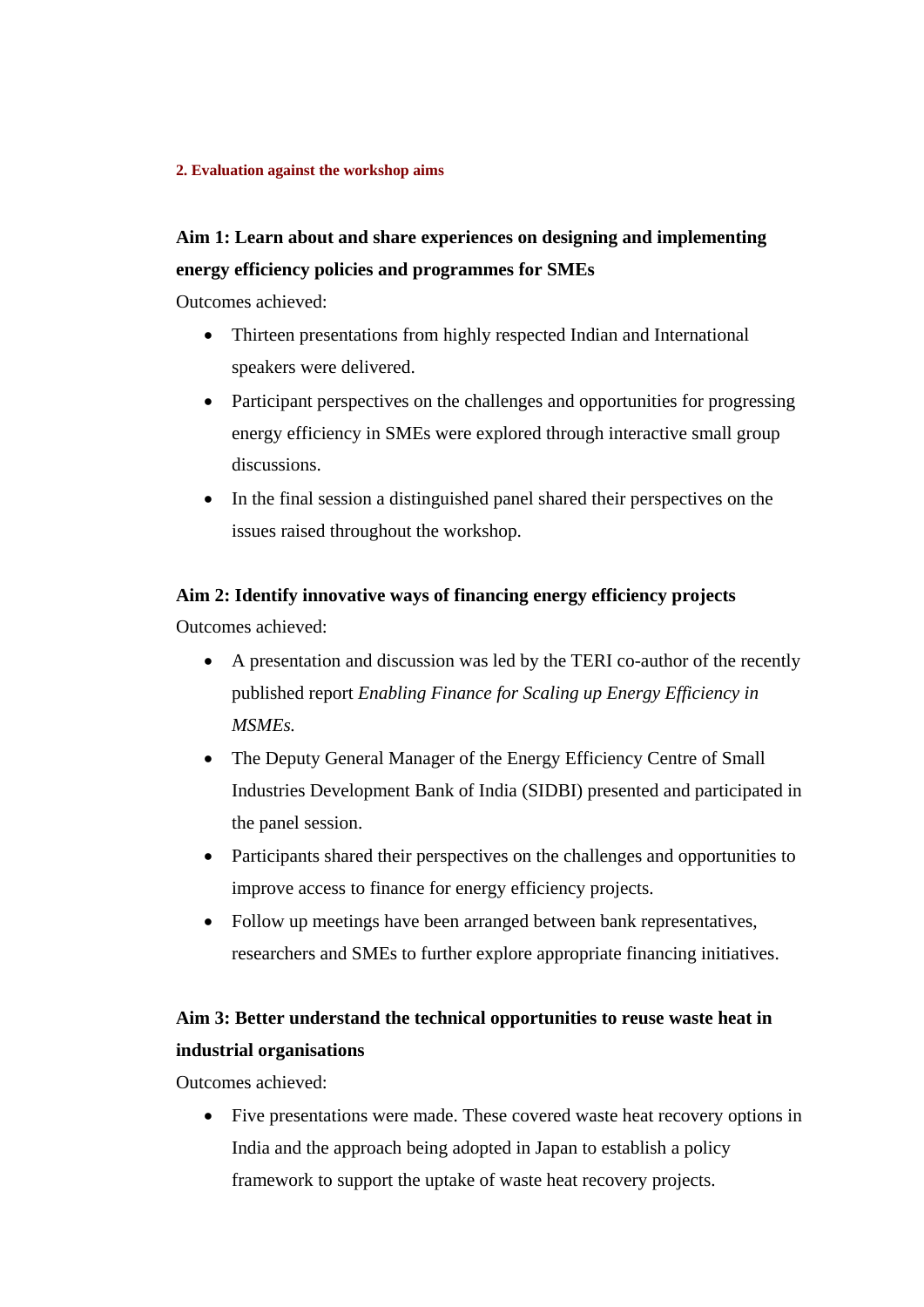## 2. Evaluation against the workshop aims

### Aim 1: Learn about and share experiences on designing and implementing energy efficiency policies and programmes for SMEs

Outcomes achieved:

- Thirteen presentations from highly respected Indian and International speakers were delivered.
- Participant perspectives on the challenges and opportunities for progressing energy efficiency in SMEs were explored through interactive small group discussions.
- In the final session a distinguished panel shared their perspectives on the issues raised throughout the workshop.

### Aim 2: Identify innovative ways of financing energy efficiency projects

Outcomes achieved:

- A presentation and discussion was led by the TERI co-author of the recently published report *Enabling Finance for Scaling up Energy Efficiency in MSMEs.*
- The Deputy General Manager of the Energy Efficiency Centre of Small Industries Development Bank of India (SIDBI) presented and participated in the panel session.
- Participants shared their perspectives on the challenges and opportunities to improve access to finance for energy efficiency projects.
- Follow up meetings have been arranged between bank representatives, researchers and SMEs to further explore appropriate financing initiatives.

### Aim 3: Better understand the technical opportunities to reuse waste heat in industrial organisations

Outcomes achieved:

- Five presentations were made. These covered waste heat recovery options in India and the approach being adopted in Japan to establish a policy framework to support the uptake of waste heat recovery projects.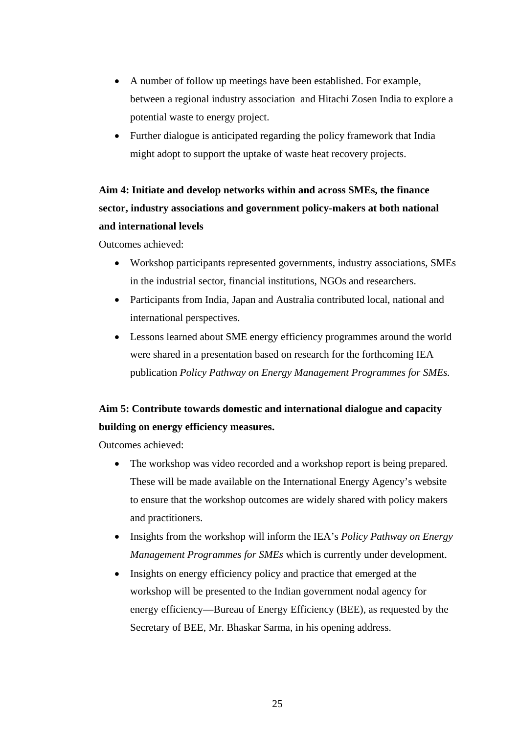- A number of follow up meetings have been established. For example, between a regional industry association and Hitachi Zosen India to explore a potential waste to energy project.
- Further dialogue is anticipated regarding the policy framework that India might adopt to support the uptake of waste heat recovery projects.

**Aim 4: Initiate and develop networks within and across SMEs, the finance sector, industry associations and government policy-makers at both national and international levels**

Outcomes achieved:

- Workshop participants represented governments, industry associations, SMEs in the industrial sector, financial institutions, NGOs and researchers.
- Participants from India, Japan and Australia contributed local, national and international perspectives.
- Lessons learned about SME energy efficiency programmes around the world were shared in a presentation based on research for the forthcoming IEA publication *Policy Pathway on Energy Management Programmes for SMEs.*

**Aim 5: Contribute towards domestic and international dialogue and capacity building on energy efficiency measures.**

Outcomes achieved:

- The workshop was video recorded and a workshop report is being prepared. These will be made available on the International Energy Agency's website to ensure that the workshop outcomes are widely shared with policy makers and practitioners.
- Insights from the workshop will inform the IEA's *Policy Pathway on Energy Management Programmes for SMEs* which is currently under development.
- Insights on energy efficiency policy and practice that emerged at the workshop will be presented to the Indian government nodal agency for energy efficiency—Bureau of Energy Efficiency (BEE), as requested by the Secretary of BEE, Mr. Bhaskar Sarma, in his opening address.